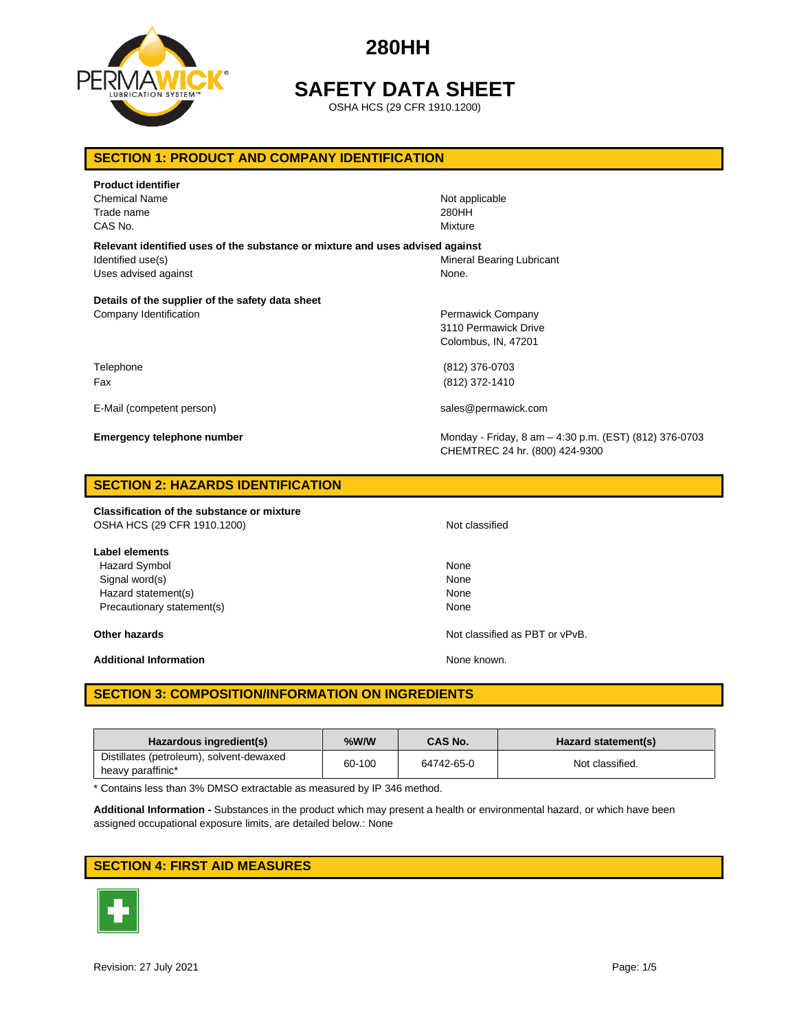# 280HH

# SAFETY DATA SHEET

OSHA HCS (29 CFR 1910.1200)

## SECTION 1: PRODUCT AND COMPANY IDENTIFICATION

**Product identifier**

| | |
|---|---|
| Chemical Name | Not applicable |
| Trade name | 280HH |
| CAS No. | Mixture |

**Relevant identified uses of the substance or mixture and uses advised against**

| | |
|---|---|
| Identified use(s) | Mineral Bearing Lubricant |
| Uses advised against | None. |

**Details of the supplier of the safety data sheet**

| | |
|---|---|
| Company Identification | Permawick Company<br>3110 Permawick Drive<br>Colombus, IN, 47201 |
| Telephone | (812) 376-0703 |
| Fax | (812) 372-1410 |
| E-Mail (competent person) | sales@permawick.com |
| **Emergency telephone number** | Monday - Friday, 8 am – 4:30 p.m. (EST) (812) 376-0703<br>CHEMTREC 24 hr. (800) 424-9300 |

## SECTION 2: HAZARDS IDENTIFICATION

**Classification of the substance or mixture**

| | |
|---|---|
| OSHA HCS (29 CFR 1910.1200) | Not classified |

**Label elements**

| | |
|---|---|
| Hazard Symbol | None |
| Signal word(s) | None |
| Hazard statement(s) | None |
| Precautionary statement(s) | None |

**Other hazards** — Not classified as PBT or vPvB.

**Additional Information** — None known.

## SECTION 3: COMPOSITION/INFORMATION ON INGREDIENTS

| Hazardous ingredient(s) | %W/W | CAS No. | Hazard statement(s) |
|---|---|---|---|
| Distillates (petroleum), solvent-dewaxed heavy paraffinic* | 60-100 | 64742-65-0 | Not classified. |

* Contains less than 3% DMSO extractable as measured by IP 346 method.

**Additional Information -** Substances in the product which may present a health or environmental hazard, or which have been assigned occupational exposure limits, are detailed below.: None

## SECTION 4: FIRST AID MEASURES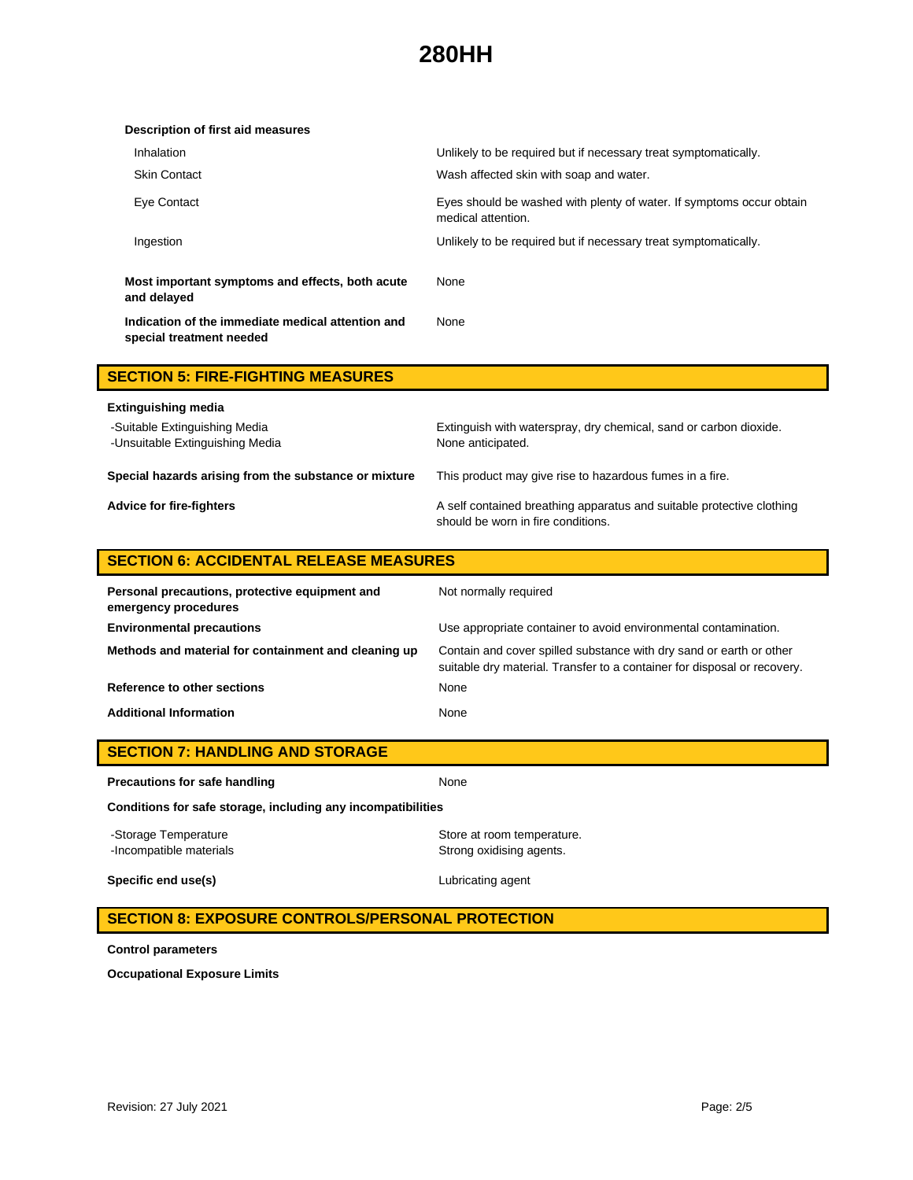**Description of first aid measures**

| | |
|---|---|
| Inhalation | Unlikely to be required but if necessary treat symptomatically. |
| Skin Contact | Wash affected skin with soap and water. |
| Eye Contact | Eyes should be washed with plenty of water. If symptoms occur obtain medical attention. |
| Ingestion | Unlikely to be required but if necessary treat symptomatically. |

**Most important symptoms and effects, both acute and delayed** — None

**Indication of the immediate medical attention and special treatment needed** — None

## SECTION 5: FIRE-FIGHTING MEASURES

**Extinguishing media**

| | |
|---|---|
| -Suitable Extinguishing Media | Extinguish with waterspray, dry chemical, sand or carbon dioxide. |
| -Unsuitable Extinguishing Media | None anticipated. |

**Special hazards arising from the substance or mixture** — This product may give rise to hazardous fumes in a fire.

**Advice for fire-fighters** — A self contained breathing apparatus and suitable protective clothing should be worn in fire conditions.

## SECTION 6: ACCIDENTAL RELEASE MEASURES

**Personal precautions, protective equipment and emergency procedures** — Not normally required

**Environmental precautions** — Use appropriate container to avoid environmental contamination.

**Methods and material for containment and cleaning up** — Contain and cover spilled substance with dry sand or earth or other suitable dry material. Transfer to a container for disposal or recovery.

**Reference to other sections** — None

**Additional Information** — None

## SECTION 7: HANDLING AND STORAGE

**Precautions for safe handling** — None

**Conditions for safe storage, including any incompatibilities**

| | |
|---|---|
| -Storage Temperature | Store at room temperature. |
| -Incompatible materials | Strong oxidising agents. |

**Specific end use(s)** — Lubricating agent

## SECTION 8: EXPOSURE CONTROLS/PERSONAL PROTECTION

**Control parameters**

**Occupational Exposure Limits**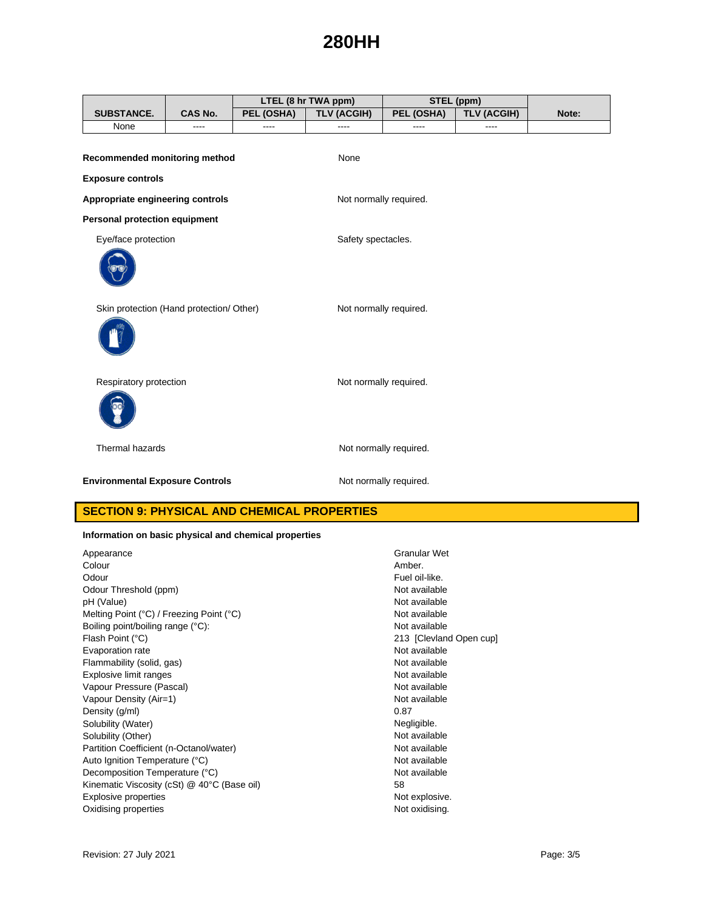| SUBSTANCE. | CAS No. | LTEL (8 hr TWA ppm) | | STEL (ppm) | | Note: |
|---|---|---|---|---|---|---|
| | | PEL (OSHA) | TLV (ACGIH) | PEL (OSHA) | TLV (ACGIH) | |
| None | ---- | ---- | ---- | ---- | ---- | |

**Recommended monitoring method** None

**Exposure controls**

**Appropriate engineering controls** Not normally required.

**Personal protection equipment**

Eye/face protection: Safety spectacles.

Skin protection (Hand protection/ Other): Not normally required.

Respiratory protection: Not normally required.

Thermal hazards: Not normally required.

**Environmental Exposure Controls** Not normally required.

## SECTION 9: PHYSICAL AND CHEMICAL PROPERTIES

**Information on basic physical and chemical properties**

| Property | Value |
|---|---|
| Appearance | Granular Wet |
| Colour | Amber. |
| Odour | Fuel oil-like. |
| Odour Threshold (ppm) | Not available |
| pH (Value) | Not available |
| Melting Point (°C) / Freezing Point (°C) | Not available |
| Boiling point/boiling range (°C): | Not available |
| Flash Point (°C) | 213 [Clevland Open cup] |
| Evaporation rate | Not available |
| Flammability (solid, gas) | Not available |
| Explosive limit ranges | Not available |
| Vapour Pressure (Pascal) | Not available |
| Vapour Density (Air=1) | Not available |
| Density (g/ml) | 0.87 |
| Solubility (Water) | Negligible. |
| Solubility (Other) | Not available |
| Partition Coefficient (n-Octanol/water) | Not available |
| Auto Ignition Temperature (°C) | Not available |
| Decomposition Temperature (°C) | Not available |
| Kinematic Viscosity (cSt) @ 40°C (Base oil) | 58 |
| Explosive properties | Not explosive. |
| Oxidising properties | Not oxidising. |

Revision: 27 July 2021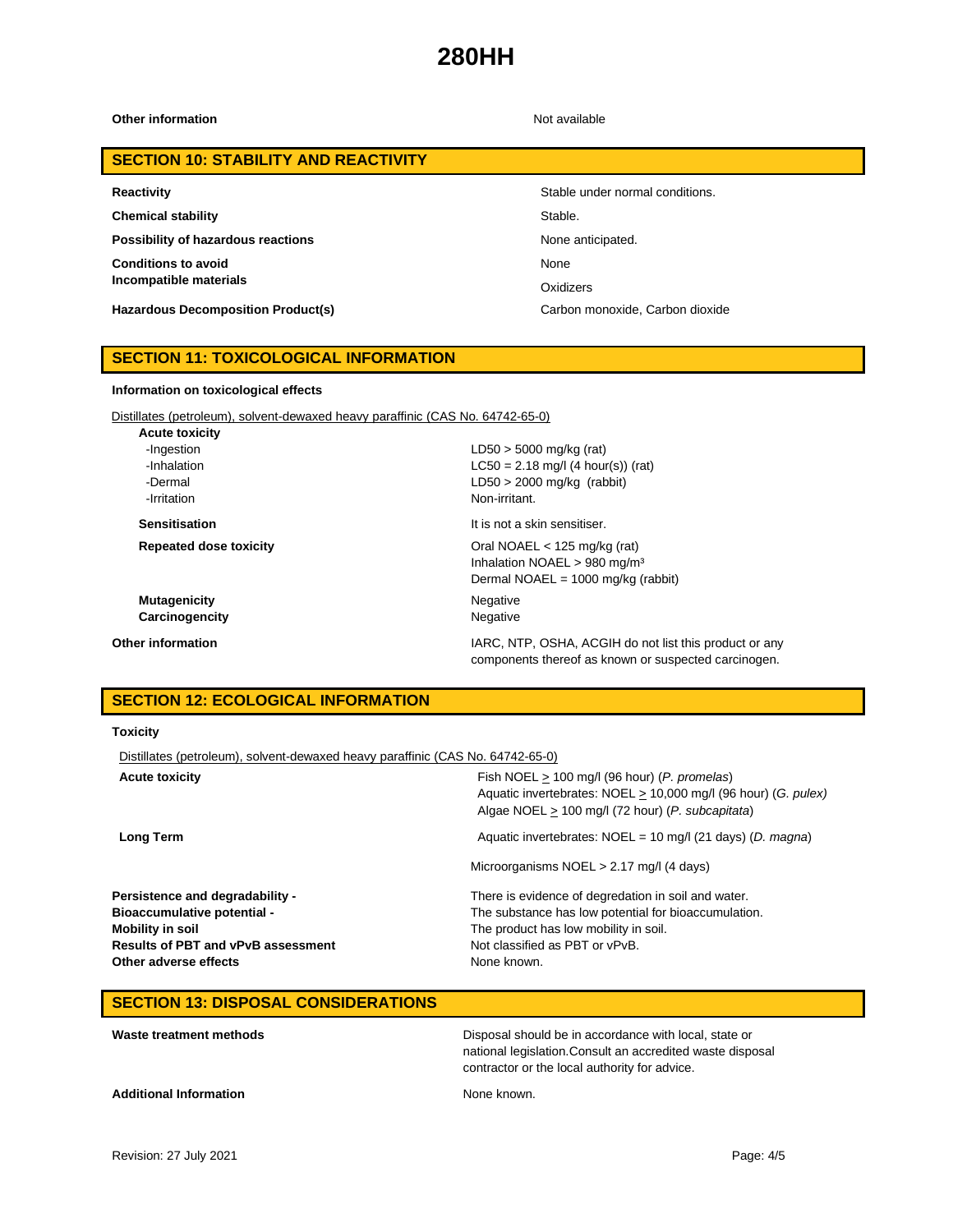| | |
|---|---|
| **Other information** | Not available |

## SECTION 10: STABILITY AND REACTIVITY

| | |
|---|---|
| **Reactivity** | Stable under normal conditions. |
| **Chemical stability** | Stable. |
| **Possibility of hazardous reactions** | None anticipated. |
| **Conditions to avoid** | None |
| **Incompatible materials** | Oxidizers |
| **Hazardous Decomposition Product(s)** | Carbon monoxide, Carbon dioxide |

## SECTION 11: TOXICOLOGICAL INFORMATION

**Information on toxicological effects**

Distillates (petroleum), solvent-dewaxed heavy paraffinic (CAS No. 64742-65-0)

| | |
|---|---|
| **Acute toxicity** | |
| -Ingestion | LD50 > 5000 mg/kg (rat) |
| -Inhalation | LC50 = 2.18 mg/l (4 hour(s)) (rat) |
| -Dermal | LD50 > 2000 mg/kg (rabbit) |
| -Irritation | Non-irritant. |
| **Sensitisation** | It is not a skin sensitiser. |
| **Repeated dose toxicity** | Oral NOAEL < 125 mg/kg (rat)<br>Inhalation NOAEL > 980 mg/m³<br>Dermal NOAEL = 1000 mg/kg (rabbit) |
| **Mutagenicity** | Negative |
| **Carcinogencity** | Negative |
| **Other information** | IARC, NTP, OSHA, ACGIH do not list this product or any components thereof as known or suspected carcinogen. |

## SECTION 12: ECOLOGICAL INFORMATION

**Toxicity**

Distillates (petroleum), solvent-dewaxed heavy paraffinic (CAS No. 64742-65-0)

| | |
|---|---|
| **Acute toxicity** | Fish NOEL ≥ 100 mg/l (96 hour) (*P. promelas*)<br>Aquatic invertebrates: NOEL ≥ 10,000 mg/l (96 hour) (*G. pulex*)<br>Algae NOEL ≥ 100 mg/l (72 hour) (*P. subcapitata*) |
| **Long Term** | Aquatic invertebrates: NOEL = 10 mg/l (21 days) (*D. magna*) |
| | Microorganisms NOEL > 2.17 mg/l (4 days) |
| **Persistence and degradability -** | There is evidence of degredation in soil and water. |
| **Bioaccumulative potential -** | The substance has low potential for bioaccumulation. |
| **Mobility in soil** | The product has low mobility in soil. |
| **Results of PBT and vPvB assessment** | Not classified as PBT or vPvB. |
| **Other adverse effects** | None known. |

## SECTION 13: DISPOSAL CONSIDERATIONS

| | |
|---|---|
| **Waste treatment methods** | Disposal should be in accordance with local, state or national legislation.Consult an accredited waste disposal contractor or the local authority for advice. |
| **Additional Information** | None known. |

Revision: 27 July 2021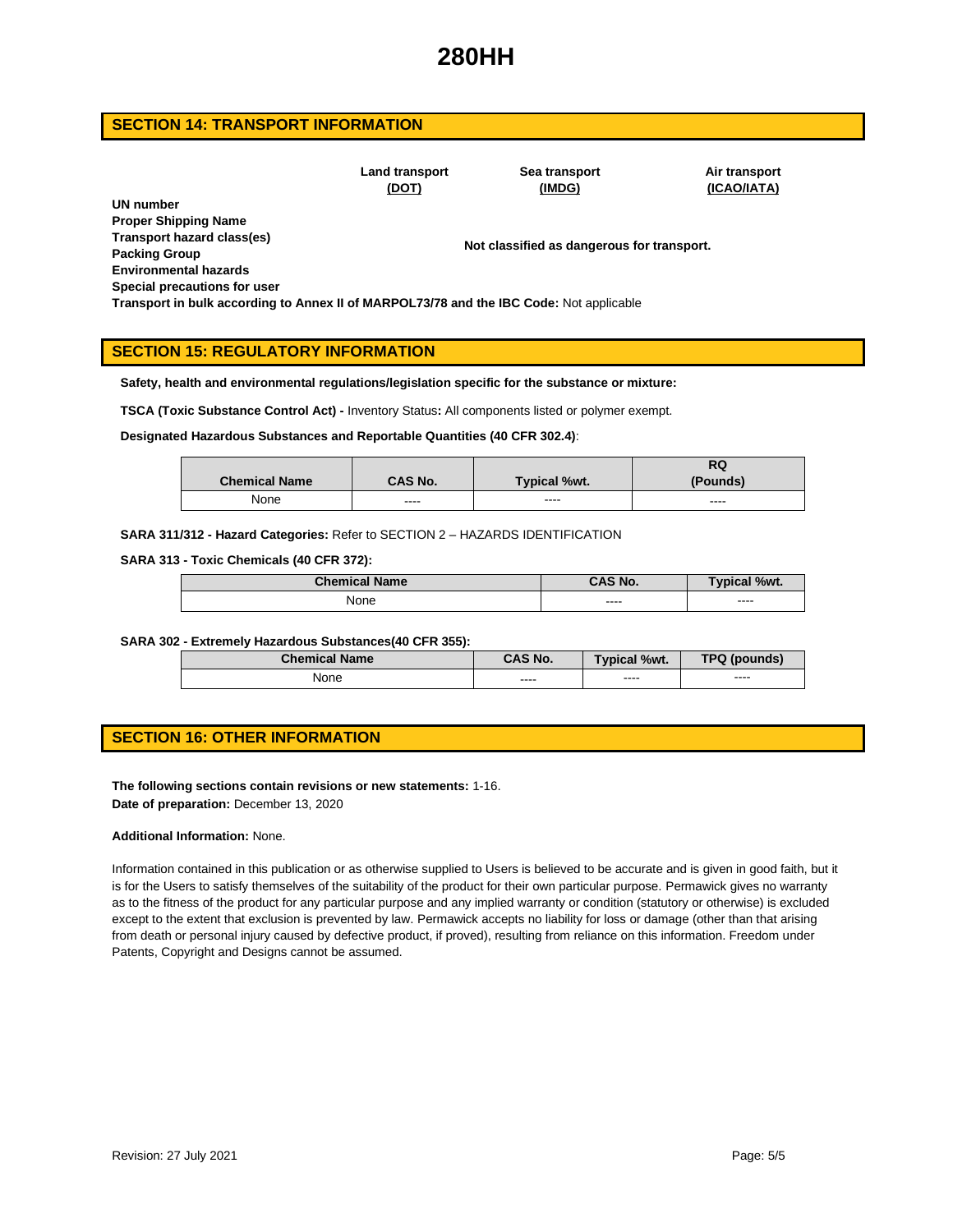# 280HH

## SECTION 14: TRANSPORT INFORMATION

| | Land transport (DOT) | Sea transport (IMDG) | Air transport (ICAO/IATA) |
|---|---|---|---|
| **UN number** | | | |
| **Proper Shipping Name** | | | |
| **Transport hazard class(es)** | | **Not classified as dangerous for transport.** | |
| **Packing Group** | | | |
| **Environmental hazards** | | | |
| **Special precautions for user** | | | |

**Transport in bulk according to Annex II of MARPOL73/78 and the IBC Code:** Not applicable

## SECTION 15: REGULATORY INFORMATION

**Safety, health and environmental regulations/legislation specific for the substance or mixture:**

**TSCA (Toxic Substance Control Act) -** Inventory Status**:** All components listed or polymer exempt.

**Designated Hazardous Substances and Reportable Quantities (40 CFR 302.4)**:

| Chemical Name | CAS No. | Typical %wt. | RQ (Pounds) |
|---|---|---|---|
| None | ---- | ---- | ---- |

**SARA 311/312 - Hazard Categories:** Refer to SECTION 2 – HAZARDS IDENTIFICATION

**SARA 313 - Toxic Chemicals (40 CFR 372):**

| Chemical Name | CAS No. | Typical %wt. |
|---|---|---|
| None | ---- | ---- |

**SARA 302 - Extremely Hazardous Substances(40 CFR 355):**

| Chemical Name | CAS No. | Typical %wt. | TPQ (pounds) |
|---|---|---|---|
| None | ---- | ---- | ---- |

## SECTION 16: OTHER INFORMATION

**The following sections contain revisions or new statements:** 1-16.
**Date of preparation:** December 13, 2020

**Additional Information:** None.

Information contained in this publication or as otherwise supplied to Users is believed to be accurate and is given in good faith, but it is for the Users to satisfy themselves of the suitability of the product for their own particular purpose. Permawick gives no warranty as to the fitness of the product for any particular purpose and any implied warranty or condition (statutory or otherwise) is excluded except to the extent that exclusion is prevented by law. Permawick accepts no liability for loss or damage (other than that arising from death or personal injury caused by defective product, if proved), resulting from reliance on this information. Freedom under Patents, Copyright and Designs cannot be assumed.

Revision: 27 July 2021